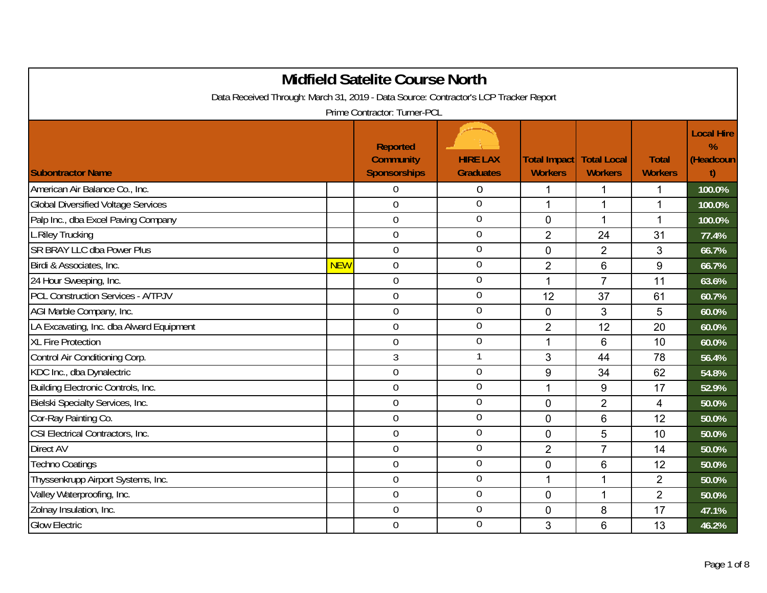# Midfield Satelite Course North

Data Received Through: March 31, 2019 - Data Source: Contractor's LCP Tracker Report

Prime Contractor: Turner-PCL

| Subontractor Name | | Reported Community Sponsorships | HIRE LAX Graduates | Total Impact Workers | Total Local Workers | Total Workers | Local Hire % (Headcount) |
|---|---|---|---|---|---|---|---|
| American Air Balance Co., Inc. | | 0 | 0 | 1 | 1 | 1 | 100.0% |
| Global Diversified Voltage Services | | 0 | 0 | 1 | 1 | 1 | 100.0% |
| Palp Inc., dba Excel Paving Company | | 0 | 0 | 0 | 1 | 1 | 100.0% |
| L.Riley Trucking | | 0 | 0 | 2 | 24 | 31 | 77.4% |
| SR BRAY LLC dba Power Plus | | 0 | 0 | 0 | 2 | 3 | 66.7% |
| Birdi & Associates, Inc. | NEW | 0 | 0 | 2 | 6 | 9 | 66.7% |
| 24 Hour Sweeping, Inc. | | 0 | 0 | 1 | 7 | 11 | 63.6% |
| PCL Construction Services - A/TPJV | | 0 | 0 | 12 | 37 | 61 | 60.7% |
| AGI Marble Company, Inc. | | 0 | 0 | 0 | 3 | 5 | 60.0% |
| LA Excavating, Inc. dba Alward Equipment | | 0 | 0 | 2 | 12 | 20 | 60.0% |
| XL Fire Protection | | 0 | 0 | 1 | 6 | 10 | 60.0% |
| Control Air Conditioning Corp. | | 3 | 1 | 3 | 44 | 78 | 56.4% |
| KDC Inc., dba Dynalectric | | 0 | 0 | 9 | 34 | 62 | 54.8% |
| Building Electronic Controls, Inc. | | 0 | 0 | 1 | 9 | 17 | 52.9% |
| Bielski Specialty Services, Inc. | | 0 | 0 | 0 | 2 | 4 | 50.0% |
| Cor-Ray Painting Co. | | 0 | 0 | 0 | 6 | 12 | 50.0% |
| CSI Electrical Contractors, Inc. | | 0 | 0 | 0 | 5 | 10 | 50.0% |
| Direct AV | | 0 | 0 | 2 | 7 | 14 | 50.0% |
| Techno Coatings | | 0 | 0 | 0 | 6 | 12 | 50.0% |
| Thyssenkrupp Airport Systems, Inc. | | 0 | 0 | 1 | 1 | 2 | 50.0% |
| Valley Waterproofing, Inc. | | 0 | 0 | 0 | 1 | 2 | 50.0% |
| Zolnay Insulation, Inc. | | 0 | 0 | 0 | 8 | 17 | 47.1% |
| Glow Electric | | 0 | 0 | 3 | 6 | 13 | 46.2% |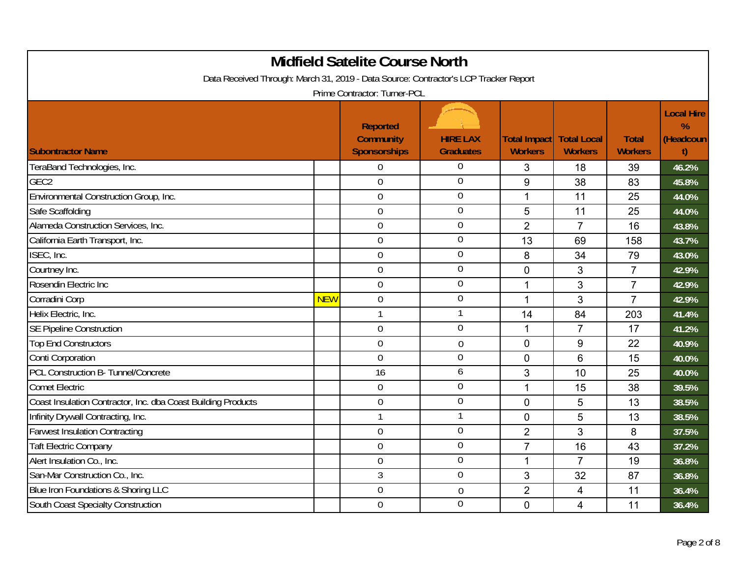# Midfield Satelite Course North

Data Received Through: March 31, 2019 - Data Source: Contractor's LCP Tracker Report

Prime Contractor: Turner-PCL

| Subontractor Name | | Reported Community Sponsorships | HIRE LAX Graduates | Total Impact Workers | Total Local Workers | Total Workers | Local Hire % (Headcount) |
|---|---|---|---|---|---|---|---|
| TeraBand Technologies, Inc. | | 0 | 0 | 3 | 18 | 39 | 46.2% |
| GEC2 | | 0 | 0 | 9 | 38 | 83 | 45.8% |
| Environmental Construction Group, Inc. | | 0 | 0 | 1 | 11 | 25 | 44.0% |
| Safe Scaffolding | | 0 | 0 | 5 | 11 | 25 | 44.0% |
| Alameda Construction Services, Inc. | | 0 | 0 | 2 | 7 | 16 | 43.8% |
| California Earth Transport, Inc. | | 0 | 0 | 13 | 69 | 158 | 43.7% |
| ISEC, Inc. | | 0 | 0 | 8 | 34 | 79 | 43.0% |
| Courtney Inc. | | 0 | 0 | 0 | 3 | 7 | 42.9% |
| Rosendin Electric Inc | | 0 | 0 | 1 | 3 | 7 | 42.9% |
| Corradini Corp | NEW | 0 | 0 | 1 | 3 | 7 | 42.9% |
| Helix Electric, Inc. | | 1 | 1 | 14 | 84 | 203 | 41.4% |
| SE Pipeline Construction | | 0 | 0 | 1 | 7 | 17 | 41.2% |
| Top End Constructors | | 0 | 0 | 0 | 9 | 22 | 40.9% |
| Conti Corporation | | 0 | 0 | 0 | 6 | 15 | 40.0% |
| PCL Construction B- Tunnel/Concrete | | 16 | 6 | 3 | 10 | 25 | 40.0% |
| Comet Electric | | 0 | 0 | 1 | 15 | 38 | 39.5% |
| Coast Insulation Contractor, Inc. dba Coast Building Products | | 0 | 0 | 0 | 5 | 13 | 38.5% |
| Infinity Drywall Contracting, Inc. | | 1 | 1 | 0 | 5 | 13 | 38.5% |
| Farwest Insulation Contracting | | 0 | 0 | 2 | 3 | 8 | 37.5% |
| Taft Electric Company | | 0 | 0 | 7 | 16 | 43 | 37.2% |
| Alert Insulation Co., Inc. | | 0 | 0 | 1 | 7 | 19 | 36.8% |
| San-Mar Construction Co., Inc. | | 3 | 0 | 3 | 32 | 87 | 36.8% |
| Blue Iron Foundations & Shoring LLC | | 0 | 0 | 2 | 4 | 11 | 36.4% |
| South Coast Specialty Construction | | 0 | 0 | 0 | 4 | 11 | 36.4% |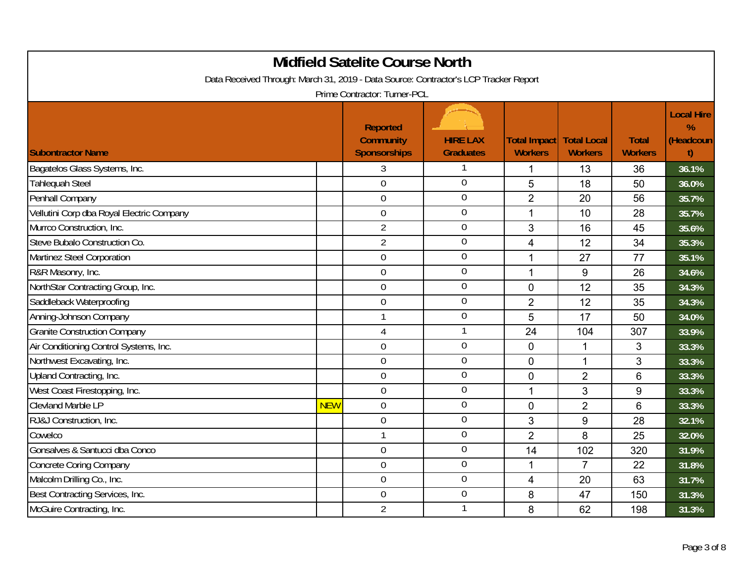# Midfield Satelite Course North

Data Received Through: March 31, 2019 - Data Source: Contractor's LCP Tracker Report

Prime Contractor: Turner-PCL

| Subontractor Name | | Reported Community Sponsorships | HIRE LAX Graduates | Total Impact Workers | Total Local Workers | Total Workers | Local Hire % (Headcount) |
|---|---|---|---|---|---|---|---|
| Bagatelos Glass Systems, Inc. | | 3 | 1 | 1 | 13 | 36 | 36.1% |
| Tahlequah Steel | | 0 | 0 | 5 | 18 | 50 | 36.0% |
| Penhall Company | | 0 | 0 | 2 | 20 | 56 | 35.7% |
| Vellutini Corp dba Royal Electric Company | | 0 | 0 | 1 | 10 | 28 | 35.7% |
| Murrco Construction, Inc. | | 2 | 0 | 3 | 16 | 45 | 35.6% |
| Steve Bubalo Construction Co. | | 2 | 0 | 4 | 12 | 34 | 35.3% |
| Martinez Steel Corporation | | 0 | 0 | 1 | 27 | 77 | 35.1% |
| R&R Masonry, Inc. | | 0 | 0 | 1 | 9 | 26 | 34.6% |
| NorthStar Contracting Group, Inc. | | 0 | 0 | 0 | 12 | 35 | 34.3% |
| Saddleback Waterproofing | | 0 | 0 | 2 | 12 | 35 | 34.3% |
| Anning-Johnson Company | | 1 | 0 | 5 | 17 | 50 | 34.0% |
| Granite Construction Company | | 4 | 1 | 24 | 104 | 307 | 33.9% |
| Air Conditioning Control Systems, Inc. | | 0 | 0 | 0 | 1 | 3 | 33.3% |
| Northwest Excavating, Inc. | | 0 | 0 | 0 | 1 | 3 | 33.3% |
| Upland Contracting, Inc. | | 0 | 0 | 0 | 2 | 6 | 33.3% |
| West Coast Firestopping, Inc. | | 0 | 0 | 1 | 3 | 9 | 33.3% |
| Clevland Marble LP | NEW | 0 | 0 | 0 | 2 | 6 | 33.3% |
| RJ&J Construction, Inc. | | 0 | 0 | 3 | 9 | 28 | 32.1% |
| Cowelco | | 1 | 0 | 2 | 8 | 25 | 32.0% |
| Gonsalves & Santucci dba Conco | | 0 | 0 | 14 | 102 | 320 | 31.9% |
| Concrete Coring Company | | 0 | 0 | 1 | 7 | 22 | 31.8% |
| Malcolm Drilling Co., Inc. | | 0 | 0 | 4 | 20 | 63 | 31.7% |
| Best Contracting Services, Inc. | | 0 | 0 | 8 | 47 | 150 | 31.3% |
| McGuire Contracting, Inc. | | 2 | 1 | 8 | 62 | 198 | 31.3% |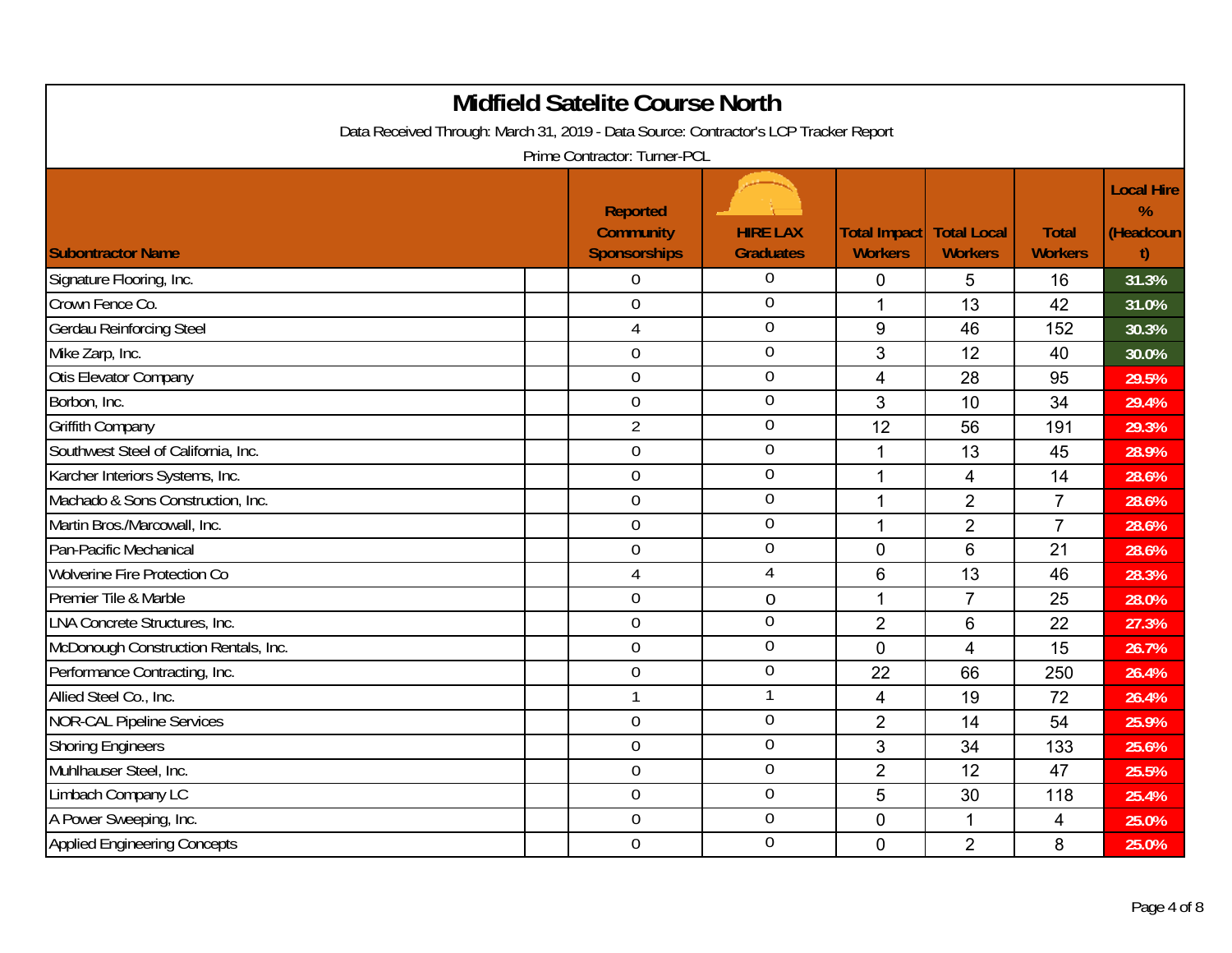# Midfield Satelite Course North

Data Received Through: March 31, 2019 - Data Source: Contractor's LCP Tracker Report

Prime Contractor: Turner-PCL

| Subontractor Name | Reported Community Sponsorships | HIRE LAX Graduates | Total Impact Workers | Total Local Workers | Total Workers | Local Hire % (Headcount) |
|---|---|---|---|---|---|---|
| Signature Flooring, Inc. | 0 | 0 | 0 | 5 | 16 | 31.3% |
| Crown Fence Co. | 0 | 0 | 1 | 13 | 42 | 31.0% |
| Gerdau Reinforcing Steel | 4 | 0 | 9 | 46 | 152 | 30.3% |
| Mike Zarp, Inc. | 0 | 0 | 3 | 12 | 40 | 30.0% |
| Otis Elevator Company | 0 | 0 | 4 | 28 | 95 | 29.5% |
| Borbon, Inc. | 0 | 0 | 3 | 10 | 34 | 29.4% |
| Griffith Company | 2 | 0 | 12 | 56 | 191 | 29.3% |
| Southwest Steel of California, Inc. | 0 | 0 | 1 | 13 | 45 | 28.9% |
| Karcher Interiors Systems, Inc. | 0 | 0 | 1 | 4 | 14 | 28.6% |
| Machado & Sons Construction, Inc. | 0 | 0 | 1 | 2 | 7 | 28.6% |
| Martin Bros./Marcowall, Inc. | 0 | 0 | 1 | 2 | 7 | 28.6% |
| Pan-Pacific Mechanical | 0 | 0 | 0 | 6 | 21 | 28.6% |
| Wolverine Fire Protection Co | 4 | 4 | 6 | 13 | 46 | 28.3% |
| Premier Tile & Marble | 0 | 0 | 1 | 7 | 25 | 28.0% |
| LNA Concrete Structures, Inc. | 0 | 0 | 2 | 6 | 22 | 27.3% |
| McDonough Construction Rentals, Inc. | 0 | 0 | 0 | 4 | 15 | 26.7% |
| Performance Contracting, Inc. | 0 | 0 | 22 | 66 | 250 | 26.4% |
| Allied Steel Co., Inc. | 1 | 1 | 4 | 19 | 72 | 26.4% |
| NOR-CAL Pipeline Services | 0 | 0 | 2 | 14 | 54 | 25.9% |
| Shoring Engineers | 0 | 0 | 3 | 34 | 133 | 25.6% |
| Muhlhauser Steel, Inc. | 0 | 0 | 2 | 12 | 47 | 25.5% |
| Limbach Company LC | 0 | 0 | 5 | 30 | 118 | 25.4% |
| A Power Sweeping, Inc. | 0 | 0 | 0 | 1 | 4 | 25.0% |
| Applied Engineering Concepts | 0 | 0 | 0 | 2 | 8 | 25.0% |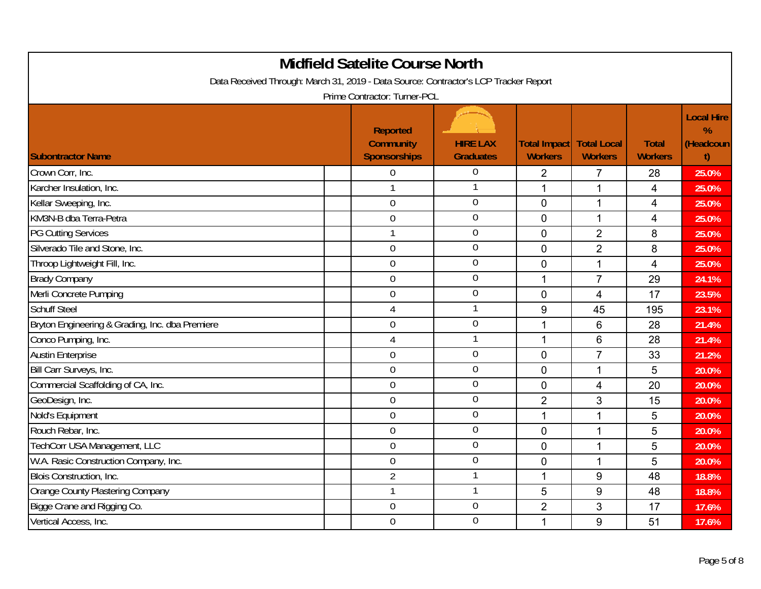# Midfield Satelite Course North

Data Received Through: March 31, 2019 - Data Source: Contractor's LCP Tracker Report

Prime Contractor: Turner-PCL

| Subontractor Name | Reported Community Sponsorships | HIRE LAX Graduates | Total Impact Workers | Total Local Workers | Total Workers | Local Hire % (Headcount) |
|---|---|---|---|---|---|---|
| Crown Corr, Inc. | 0 | 0 | 2 | 7 | 28 | 25.0% |
| Karcher Insulation, Inc. | 1 | 1 | 1 | 1 | 4 | 25.0% |
| Kellar Sweeping, Inc. | 0 | 0 | 0 | 1 | 4 | 25.0% |
| KM3N-B dba Terra-Petra | 0 | 0 | 0 | 1 | 4 | 25.0% |
| PG Cutting Services | 1 | 0 | 0 | 2 | 8 | 25.0% |
| Silverado Tile and Stone, Inc. | 0 | 0 | 0 | 2 | 8 | 25.0% |
| Throop Lightweight Fill, Inc. | 0 | 0 | 0 | 1 | 4 | 25.0% |
| Brady Company | 0 | 0 | 1 | 7 | 29 | 24.1% |
| Merli Concrete Pumping | 0 | 0 | 0 | 4 | 17 | 23.5% |
| Schuff Steel | 4 | 1 | 9 | 45 | 195 | 23.1% |
| Bryton Engineering & Grading, Inc. dba Premiere | 0 | 0 | 1 | 6 | 28 | 21.4% |
| Conco Pumping, Inc. | 4 | 1 | 1 | 6 | 28 | 21.4% |
| Austin Enterprise | 0 | 0 | 0 | 7 | 33 | 21.2% |
| Bill Carr Surveys, Inc. | 0 | 0 | 0 | 1 | 5 | 20.0% |
| Commercial Scaffolding of CA, Inc. | 0 | 0 | 0 | 4 | 20 | 20.0% |
| GeoDesign, Inc. | 0 | 0 | 2 | 3 | 15 | 20.0% |
| Nold's Equipment | 0 | 0 | 1 | 1 | 5 | 20.0% |
| Rouch Rebar, Inc. | 0 | 0 | 0 | 1 | 5 | 20.0% |
| TechCorr USA Management, LLC | 0 | 0 | 0 | 1 | 5 | 20.0% |
| W.A. Rasic Construction Company, Inc. | 0 | 0 | 0 | 1 | 5 | 20.0% |
| Blois Construction, Inc. | 2 | 1 | 1 | 9 | 48 | 18.8% |
| Orange County Plastering Company | 1 | 1 | 5 | 9 | 48 | 18.8% |
| Bigge Crane and Rigging Co. | 0 | 0 | 2 | 3 | 17 | 17.6% |
| Vertical Access, Inc. | 0 | 0 | 1 | 9 | 51 | 17.6% |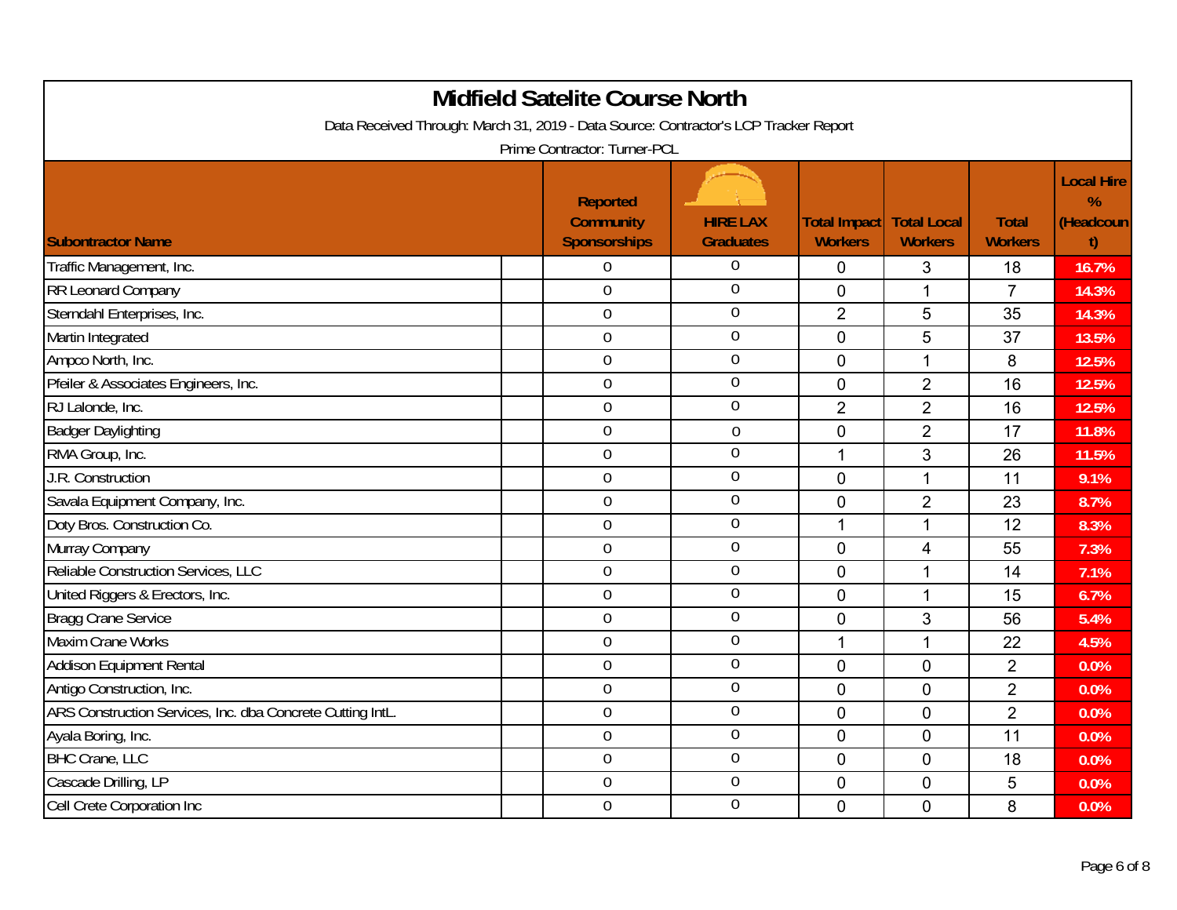# Midfield Satelite Course North

Data Received Through: March 31, 2019 - Data Source: Contractor's LCP Tracker Report

Prime Contractor: Turner-PCL

| Subontractor Name | Reported Community Sponsorships | HIRE LAX Graduates | Total Impact Workers | Total Local Workers | Total Workers | Local Hire % (Headcount) |
|---|---|---|---|---|---|---|
| Traffic Management, Inc. | 0 | 0 | 0 | 3 | 18 | 16.7% |
| RR Leonard Company | 0 | 0 | 0 | 1 | 7 | 14.3% |
| Sterndahl Enterprises, Inc. | 0 | 0 | 2 | 5 | 35 | 14.3% |
| Martin Integrated | 0 | 0 | 0 | 5 | 37 | 13.5% |
| Ampco North, Inc. | 0 | 0 | 0 | 1 | 8 | 12.5% |
| Pfeiler & Associates Engineers, Inc. | 0 | 0 | 0 | 2 | 16 | 12.5% |
| RJ Lalonde, Inc. | 0 | 0 | 2 | 2 | 16 | 12.5% |
| Badger Daylighting | 0 | 0 | 0 | 2 | 17 | 11.8% |
| RMA Group, Inc. | 0 | 0 | 1 | 3 | 26 | 11.5% |
| J.R. Construction | 0 | 0 | 0 | 1 | 11 | 9.1% |
| Savala Equipment Company, Inc. | 0 | 0 | 0 | 2 | 23 | 8.7% |
| Doty Bros. Construction Co. | 0 | 0 | 1 | 1 | 12 | 8.3% |
| Murray Company | 0 | 0 | 0 | 4 | 55 | 7.3% |
| Reliable Construction Services, LLC | 0 | 0 | 0 | 1 | 14 | 7.1% |
| United Riggers & Erectors, Inc. | 0 | 0 | 0 | 1 | 15 | 6.7% |
| Bragg Crane Service | 0 | 0 | 0 | 3 | 56 | 5.4% |
| Maxim Crane Works | 0 | 0 | 1 | 1 | 22 | 4.5% |
| Addison Equipment Rental | 0 | 0 | 0 | 0 | 2 | 0.0% |
| Antigo Construction, Inc. | 0 | 0 | 0 | 0 | 2 | 0.0% |
| ARS Construction Services, Inc. dba Concrete Cutting IntL. | 0 | 0 | 0 | 0 | 2 | 0.0% |
| Ayala Boring, Inc. | 0 | 0 | 0 | 0 | 11 | 0.0% |
| BHC Crane, LLC | 0 | 0 | 0 | 0 | 18 | 0.0% |
| Cascade Drilling, LP | 0 | 0 | 0 | 0 | 5 | 0.0% |
| Cell Crete Corporation Inc | 0 | 0 | 0 | 0 | 8 | 0.0% |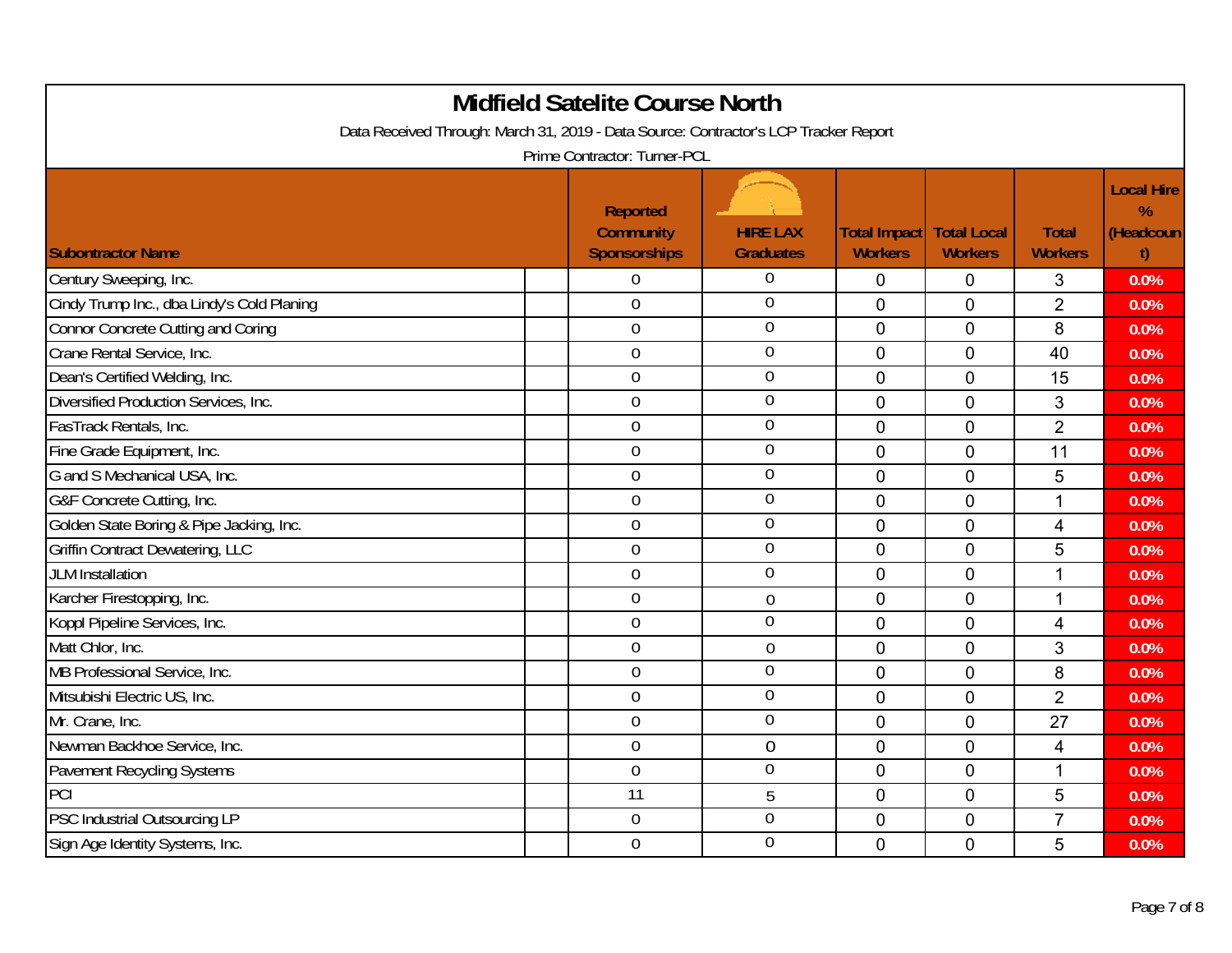# Midfield Satelite Course North

Data Received Through: March 31, 2019 - Data Source: Contractor's LCP Tracker Report

Prime Contractor: Turner-PCL

| Subontractor Name | Reported Community Sponsorships | HIRE LAX Graduates | Total Impact Workers | Total Local Workers | Total Workers | Local Hire % (Headcount) |
|---|---|---|---|---|---|---|
| Century Sweeping, Inc. | 0 | 0 | 0 | 0 | 3 | 0.0% |
| Cindy Trump Inc., dba Lindy's Cold Planing | 0 | 0 | 0 | 0 | 2 | 0.0% |
| Connor Concrete Cutting and Coring | 0 | 0 | 0 | 0 | 8 | 0.0% |
| Crane Rental Service, Inc. | 0 | 0 | 0 | 0 | 40 | 0.0% |
| Dean's Certified Welding, Inc. | 0 | 0 | 0 | 0 | 15 | 0.0% |
| Diversified Production Services, Inc. | 0 | 0 | 0 | 0 | 3 | 0.0% |
| FasTrack Rentals, Inc. | 0 | 0 | 0 | 0 | 2 | 0.0% |
| Fine Grade Equipment, Inc. | 0 | 0 | 0 | 0 | 11 | 0.0% |
| G and S Mechanical USA, Inc. | 0 | 0 | 0 | 0 | 5 | 0.0% |
| G&F Concrete Cutting, Inc. | 0 | 0 | 0 | 0 | 1 | 0.0% |
| Golden State Boring & Pipe Jacking, Inc. | 0 | 0 | 0 | 0 | 4 | 0.0% |
| Griffin Contract Dewatering, LLC | 0 | 0 | 0 | 0 | 5 | 0.0% |
| JLM Installation | 0 | 0 | 0 | 0 | 1 | 0.0% |
| Karcher Firestopping, Inc. | 0 | 0 | 0 | 0 | 1 | 0.0% |
| Koppl Pipeline Services, Inc. | 0 | 0 | 0 | 0 | 4 | 0.0% |
| Matt Chlor, Inc. | 0 | 0 | 0 | 0 | 3 | 0.0% |
| MB Professional Service, Inc. | 0 | 0 | 0 | 0 | 8 | 0.0% |
| Mitsubishi Electric US, Inc. | 0 | 0 | 0 | 0 | 2 | 0.0% |
| Mr. Crane, Inc. | 0 | 0 | 0 | 0 | 27 | 0.0% |
| Newman Backhoe Service, Inc. | 0 | 0 | 0 | 0 | 4 | 0.0% |
| Pavement Recycling Systems | 0 | 0 | 0 | 0 | 1 | 0.0% |
| PCI | 11 | 5 | 0 | 0 | 5 | 0.0% |
| PSC Industrial Outsourcing LP | 0 | 0 | 0 | 0 | 7 | 0.0% |
| Sign Age Identity Systems, Inc. | 0 | 0 | 0 | 0 | 5 | 0.0% |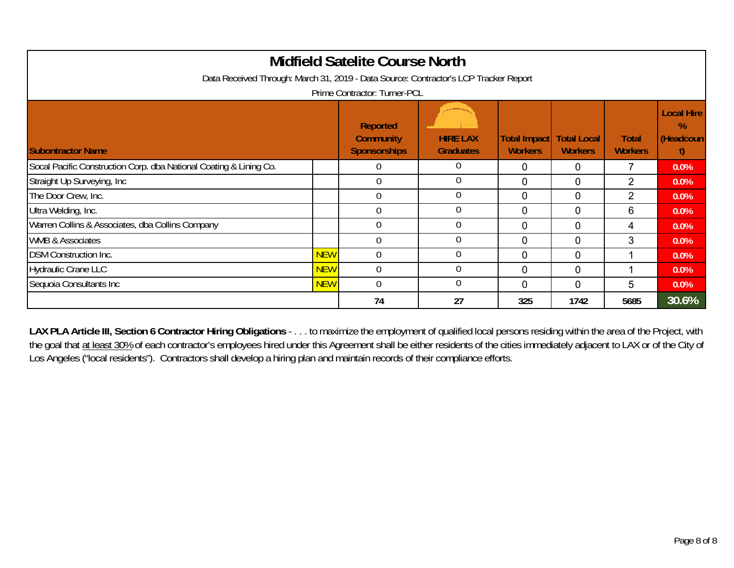# Midfield Satelite Course North

Data Received Through: March 31, 2019 - Data Source: Contractor's LCP Tracker Report

Prime Contractor: Turner-PCL

| Subontractor Name | | Reported Community Sponsorships | HIRE LAX Graduates | Total Impact Workers | Total Local Workers | Total Workers | Local Hire % (Headcount) |
|---|---|---|---|---|---|---|---|
| Socal Pacific Construction Corp. dba National Coating & Lining Co. | | 0 | 0 | 0 | 0 | 7 | 0.0% |
| Straight Up Surveying, Inc | | 0 | 0 | 0 | 0 | 2 | 0.0% |
| The Door Crew, Inc. | | 0 | 0 | 0 | 0 | 2 | 0.0% |
| Ultra Welding, Inc. | | 0 | 0 | 0 | 0 | 6 | 0.0% |
| Warren Collins & Associates, dba Collins Company | | 0 | 0 | 0 | 0 | 4 | 0.0% |
| WMB & Associates | | 0 | 0 | 0 | 0 | 3 | 0.0% |
| DSM Construction Inc. | NEW | 0 | 0 | 0 | 0 | 1 | 0.0% |
| Hydraulic Crane LLC | NEW | 0 | 0 | 0 | 0 | 1 | 0.0% |
| Sequoia Consultants Inc | NEW | 0 | 0 | 0 | 0 | 5 | 0.0% |
| | | **74** | **27** | **325** | **1742** | **5685** | **30.6%** |

**LAX PLA Article III, Section 6 Contractor Hiring Obligations** - . . . to maximize the employment of qualified local persons residing within the area of the Project, with the goal that at least 30% of each contractor's employees hired under this Agreement shall be either residents of the cities immediately adjacent to LAX or of the City of Los Angeles ("local residents"). Contractors shall develop a hiring plan and maintain records of their compliance efforts.